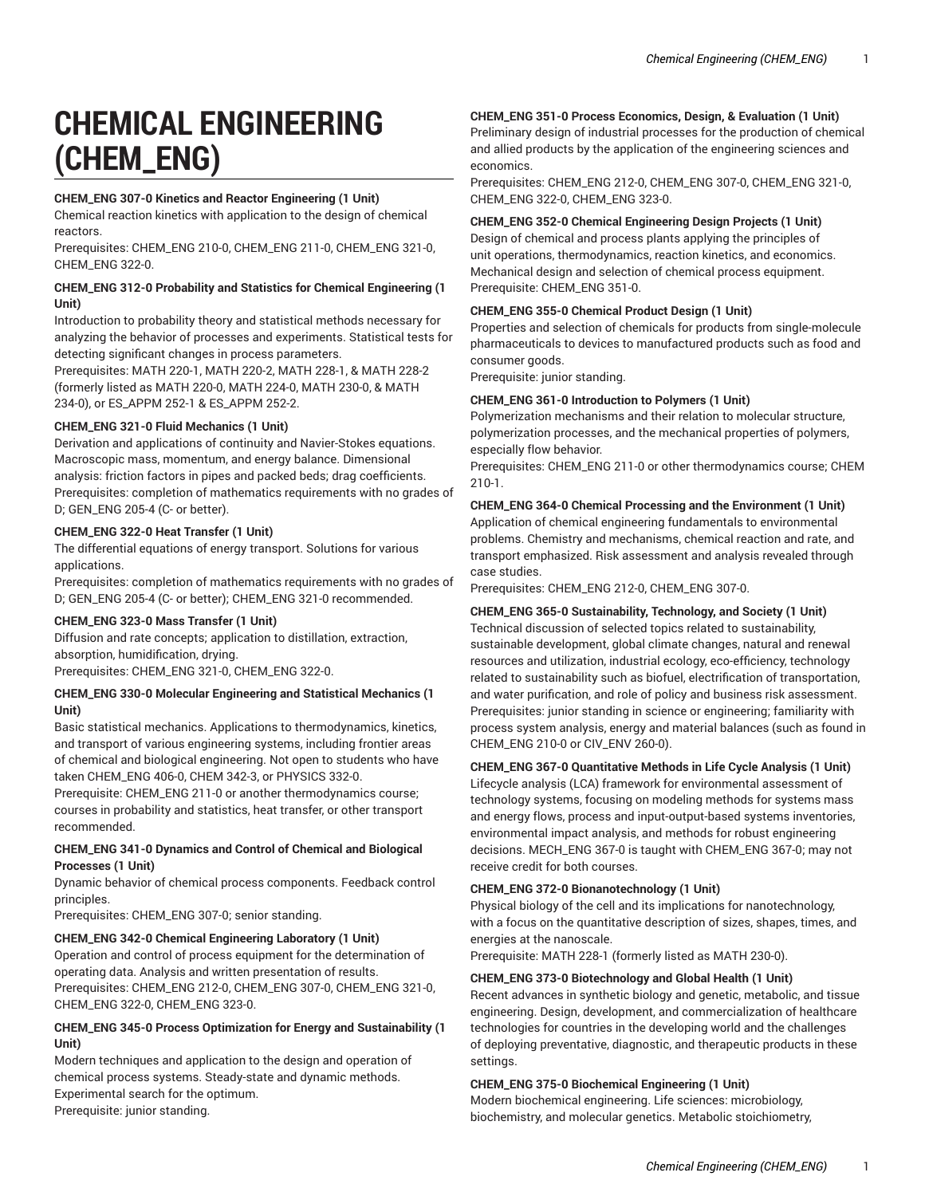# CHEMICAL ENGINEERING (CHEM_ENG)

**CHEM_ENG 307-0 Kinetics and Reactor Engineering (1 Unit)**
Chemical reaction kinetics with application to the design of chemical reactors.
Prerequisites: CHEM_ENG 210-0, CHEM_ENG 211-0, CHEM_ENG 321-0, CHEM_ENG 322-0.

**CHEM_ENG 312-0 Probability and Statistics for Chemical Engineering (1 Unit)**
Introduction to probability theory and statistical methods necessary for analyzing the behavior of processes and experiments. Statistical tests for detecting significant changes in process parameters.
Prerequisites: MATH 220-1, MATH 220-2, MATH 228-1, & MATH 228-2 (formerly listed as MATH 220-0, MATH 224-0, MATH 230-0, & MATH 234-0), or ES_APPM 252-1 & ES_APPM 252-2.

**CHEM_ENG 321-0 Fluid Mechanics (1 Unit)**
Derivation and applications of continuity and Navier-Stokes equations. Macroscopic mass, momentum, and energy balance. Dimensional analysis: friction factors in pipes and packed beds; drag coefficients.
Prerequisites: completion of mathematics requirements with no grades of D; GEN_ENG 205-4 (C- or better).

**CHEM_ENG 322-0 Heat Transfer (1 Unit)**
The differential equations of energy transport. Solutions for various applications.
Prerequisites: completion of mathematics requirements with no grades of D; GEN_ENG 205-4 (C- or better); CHEM_ENG 321-0 recommended.

**CHEM_ENG 323-0 Mass Transfer (1 Unit)**
Diffusion and rate concepts; application to distillation, extraction, absorption, humidification, drying.
Prerequisites: CHEM_ENG 321-0, CHEM_ENG 322-0.

**CHEM_ENG 330-0 Molecular Engineering and Statistical Mechanics (1 Unit)**
Basic statistical mechanics. Applications to thermodynamics, kinetics, and transport of various engineering systems, including frontier areas of chemical and biological engineering. Not open to students who have taken CHEM_ENG 406-0, CHEM 342-3, or PHYSICS 332-0.
Prerequisite: CHEM_ENG 211-0 or another thermodynamics course; courses in probability and statistics, heat transfer, or other transport recommended.

**CHEM_ENG 341-0 Dynamics and Control of Chemical and Biological Processes (1 Unit)**
Dynamic behavior of chemical process components. Feedback control principles.
Prerequisites: CHEM_ENG 307-0; senior standing.

**CHEM_ENG 342-0 Chemical Engineering Laboratory (1 Unit)**
Operation and control of process equipment for the determination of operating data. Analysis and written presentation of results.
Prerequisites: CHEM_ENG 212-0, CHEM_ENG 307-0, CHEM_ENG 321-0, CHEM_ENG 322-0, CHEM_ENG 323-0.

**CHEM_ENG 345-0 Process Optimization for Energy and Sustainability (1 Unit)**
Modern techniques and application to the design and operation of chemical process systems. Steady-state and dynamic methods. Experimental search for the optimum.
Prerequisite: junior standing.

**CHEM_ENG 351-0 Process Economics, Design, & Evaluation (1 Unit)**
Preliminary design of industrial processes for the production of chemical and allied products by the application of the engineering sciences and economics.
Prerequisites: CHEM_ENG 212-0, CHEM_ENG 307-0, CHEM_ENG 321-0, CHEM_ENG 322-0, CHEM_ENG 323-0.

**CHEM_ENG 352-0 Chemical Engineering Design Projects (1 Unit)**
Design of chemical and process plants applying the principles of unit operations, thermodynamics, reaction kinetics, and economics. Mechanical design and selection of chemical process equipment.
Prerequisite: CHEM_ENG 351-0.

**CHEM_ENG 355-0 Chemical Product Design (1 Unit)**
Properties and selection of chemicals for products from single-molecule pharmaceuticals to devices to manufactured products such as food and consumer goods.
Prerequisite: junior standing.

**CHEM_ENG 361-0 Introduction to Polymers (1 Unit)**
Polymerization mechanisms and their relation to molecular structure, polymerization processes, and the mechanical properties of polymers, especially flow behavior.
Prerequisites: CHEM_ENG 211-0 or other thermodynamics course; CHEM 210-1.

**CHEM_ENG 364-0 Chemical Processing and the Environment (1 Unit)**
Application of chemical engineering fundamentals to environmental problems. Chemistry and mechanisms, chemical reaction and rate, and transport emphasized. Risk assessment and analysis revealed through case studies.
Prerequisites: CHEM_ENG 212-0, CHEM_ENG 307-0.

**CHEM_ENG 365-0 Sustainability, Technology, and Society (1 Unit)**
Technical discussion of selected topics related to sustainability, sustainable development, global climate changes, natural and renewal resources and utilization, industrial ecology, eco-efficiency, technology related to sustainability such as biofuel, electrification of transportation, and water purification, and role of policy and business risk assessment.
Prerequisites: junior standing in science or engineering; familiarity with process system analysis, energy and material balances (such as found in CHEM_ENG 210-0 or CIV_ENV 260-0).

**CHEM_ENG 367-0 Quantitative Methods in Life Cycle Analysis (1 Unit)**
Lifecycle analysis (LCA) framework for environmental assessment of technology systems, focusing on modeling methods for systems mass and energy flows, process and input-output-based systems inventories, environmental impact analysis, and methods for robust engineering decisions. MECH_ENG 367-0 is taught with CHEM_ENG 367-0; may not receive credit for both courses.

**CHEM_ENG 372-0 Bionanotechnology (1 Unit)**
Physical biology of the cell and its implications for nanotechnology, with a focus on the quantitative description of sizes, shapes, times, and energies at the nanoscale.
Prerequisite: MATH 228-1 (formerly listed as MATH 230-0).

**CHEM_ENG 373-0 Biotechnology and Global Health (1 Unit)**
Recent advances in synthetic biology and genetic, metabolic, and tissue engineering. Design, development, and commercialization of healthcare technologies for countries in the developing world and the challenges of deploying preventative, diagnostic, and therapeutic products in these settings.

**CHEM_ENG 375-0 Biochemical Engineering (1 Unit)**
Modern biochemical engineering. Life sciences: microbiology, biochemistry, and molecular genetics. Metabolic stoichiometry,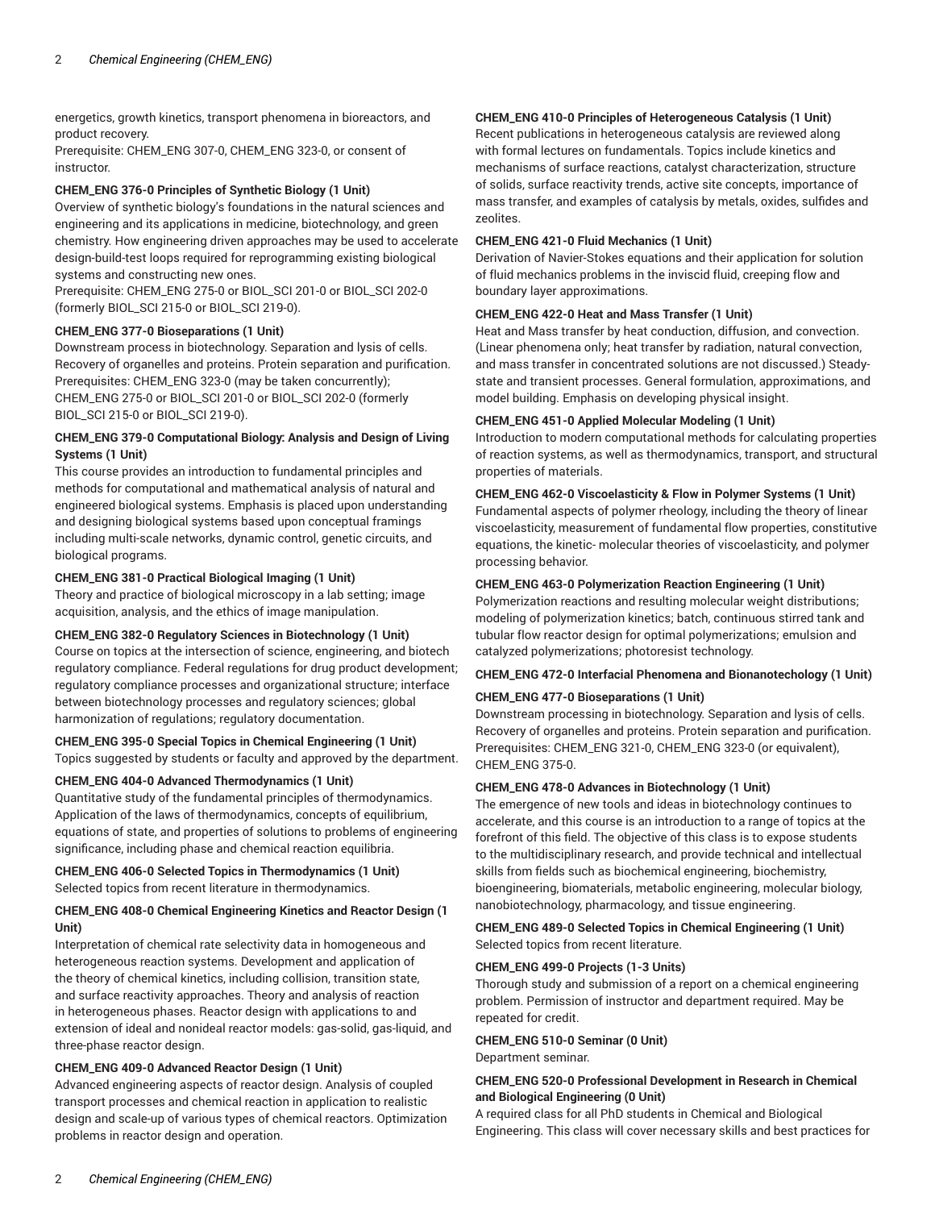energetics, growth kinetics, transport phenomena in bioreactors, and product recovery.
Prerequisite: CHEM_ENG 307-0, CHEM_ENG 323-0, or consent of instructor.

**CHEM_ENG 376-0 Principles of Synthetic Biology (1 Unit)**
Overview of synthetic biology's foundations in the natural sciences and engineering and its applications in medicine, biotechnology, and green chemistry. How engineering driven approaches may be used to accelerate design-build-test loops required for reprogramming existing biological systems and constructing new ones.
Prerequisite: CHEM_ENG 275-0 or BIOL_SCI 201-0 or BIOL_SCI 202-0 (formerly BIOL_SCI 215-0 or BIOL_SCI 219-0).

**CHEM_ENG 377-0 Bioseparations (1 Unit)**
Downstream process in biotechnology. Separation and lysis of cells. Recovery of organelles and proteins. Protein separation and purification.
Prerequisites: CHEM_ENG 323-0 (may be taken concurrently); CHEM_ENG 275-0 or BIOL_SCI 201-0 or BIOL_SCI 202-0 (formerly BIOL_SCI 215-0 or BIOL_SCI 219-0).

**CHEM_ENG 379-0 Computational Biology: Analysis and Design of Living Systems (1 Unit)**
This course provides an introduction to fundamental principles and methods for computational and mathematical analysis of natural and engineered biological systems. Emphasis is placed upon understanding and designing biological systems based upon conceptual framings including multi-scale networks, dynamic control, genetic circuits, and biological programs.

**CHEM_ENG 381-0 Practical Biological Imaging (1 Unit)**
Theory and practice of biological microscopy in a lab setting; image acquisition, analysis, and the ethics of image manipulation.

**CHEM_ENG 382-0 Regulatory Sciences in Biotechnology (1 Unit)**
Course on topics at the intersection of science, engineering, and biotech regulatory compliance. Federal regulations for drug product development; regulatory compliance processes and organizational structure; interface between biotechnology processes and regulatory sciences; global harmonization of regulations; regulatory documentation.

**CHEM_ENG 395-0 Special Topics in Chemical Engineering (1 Unit)**
Topics suggested by students or faculty and approved by the department.

**CHEM_ENG 404-0 Advanced Thermodynamics (1 Unit)**
Quantitative study of the fundamental principles of thermodynamics. Application of the laws of thermodynamics, concepts of equilibrium, equations of state, and properties of solutions to problems of engineering significance, including phase and chemical reaction equilibria.

**CHEM_ENG 406-0 Selected Topics in Thermodynamics (1 Unit)**
Selected topics from recent literature in thermodynamics.

**CHEM_ENG 408-0 Chemical Engineering Kinetics and Reactor Design (1 Unit)**
Interpretation of chemical rate selectivity data in homogeneous and heterogeneous reaction systems. Development and application of the theory of chemical kinetics, including collision, transition state, and surface reactivity approaches. Theory and analysis of reaction in heterogeneous phases. Reactor design with applications to and extension of ideal and nonideal reactor models: gas-solid, gas-liquid, and three-phase reactor design.

**CHEM_ENG 409-0 Advanced Reactor Design (1 Unit)**
Advanced engineering aspects of reactor design. Analysis of coupled transport processes and chemical reaction in application to realistic design and scale-up of various types of chemical reactors. Optimization problems in reactor design and operation.

**CHEM_ENG 410-0 Principles of Heterogeneous Catalysis (1 Unit)**
Recent publications in heterogeneous catalysis are reviewed along with formal lectures on fundamentals. Topics include kinetics and mechanisms of surface reactions, catalyst characterization, structure of solids, surface reactivity trends, active site concepts, importance of mass transfer, and examples of catalysis by metals, oxides, sulfides and zeolites.

**CHEM_ENG 421-0 Fluid Mechanics (1 Unit)**
Derivation of Navier-Stokes equations and their application for solution of fluid mechanics problems in the inviscid fluid, creeping flow and boundary layer approximations.

**CHEM_ENG 422-0 Heat and Mass Transfer (1 Unit)**
Heat and Mass transfer by heat conduction, diffusion, and convection. (Linear phenomena only; heat transfer by radiation, natural convection, and mass transfer in concentrated solutions are not discussed.) Steady-state and transient processes. General formulation, approximations, and model building. Emphasis on developing physical insight.

**CHEM_ENG 451-0 Applied Molecular Modeling (1 Unit)**
Introduction to modern computational methods for calculating properties of reaction systems, as well as thermodynamics, transport, and structural properties of materials.

**CHEM_ENG 462-0 Viscoelasticity & Flow in Polymer Systems (1 Unit)**
Fundamental aspects of polymer rheology, including the theory of linear viscoelasticity, measurement of fundamental flow properties, constitutive equations, the kinetic- molecular theories of viscoelasticity, and polymer processing behavior.

**CHEM_ENG 463-0 Polymerization Reaction Engineering (1 Unit)**
Polymerization reactions and resulting molecular weight distributions; modeling of polymerization kinetics; batch, continuous stirred tank and tubular flow reactor design for optimal polymerizations; emulsion and catalyzed polymerizations; photoresist technology.

**CHEM_ENG 472-0 Interfacial Phenomena and Bionanotechology (1 Unit)**

**CHEM_ENG 477-0 Bioseparations (1 Unit)**
Downstream processing in biotechnology. Separation and lysis of cells. Recovery of organelles and proteins. Protein separation and purification.
Prerequisites: CHEM_ENG 321-0, CHEM_ENG 323-0 (or equivalent), CHEM_ENG 375-0.

**CHEM_ENG 478-0 Advances in Biotechnology (1 Unit)**
The emergence of new tools and ideas in biotechnology continues to accelerate, and this course is an introduction to a range of topics at the forefront of this field. The objective of this class is to expose students to the multidisciplinary research, and provide technical and intellectual skills from fields such as biochemical engineering, biochemistry, bioengineering, biomaterials, metabolic engineering, molecular biology, nanobiotechnology, pharmacology, and tissue engineering.

**CHEM_ENG 489-0 Selected Topics in Chemical Engineering (1 Unit)**
Selected topics from recent literature.

**CHEM_ENG 499-0 Projects (1-3 Units)**
Thorough study and submission of a report on a chemical engineering problem. Permission of instructor and department required. May be repeated for credit.

**CHEM_ENG 510-0 Seminar (0 Unit)**
Department seminar.

**CHEM_ENG 520-0 Professional Development in Research in Chemical and Biological Engineering (0 Unit)**
A required class for all PhD students in Chemical and Biological Engineering. This class will cover necessary skills and best practices for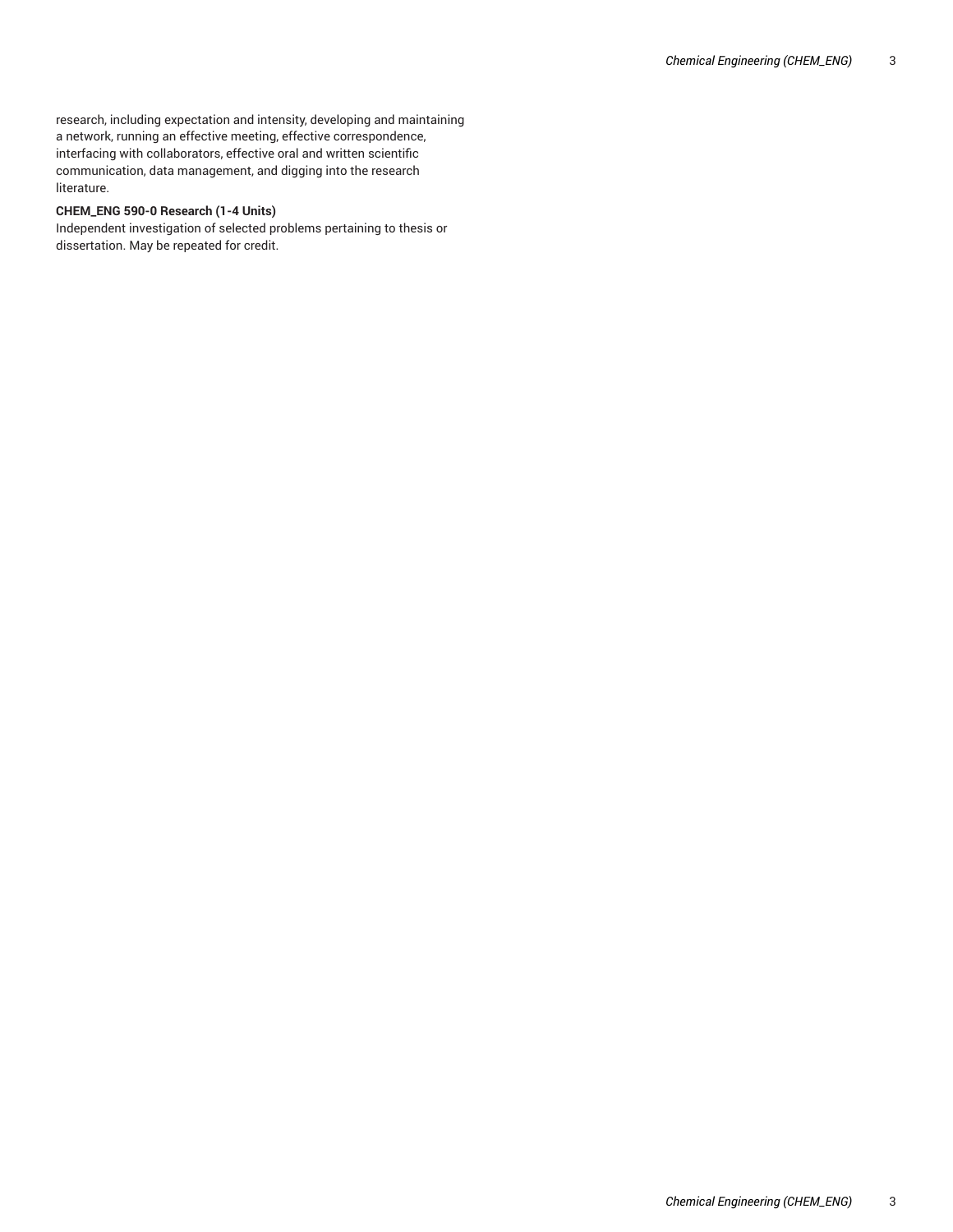research, including expectation and intensity, developing and maintaining a network, running an effective meeting, effective correspondence, interfacing with collaborators, effective oral and written scientific communication, data management, and digging into the research literature.

**CHEM_ENG 590-0 Research (1-4 Units)**
Independent investigation of selected problems pertaining to thesis or dissertation. May be repeated for credit.